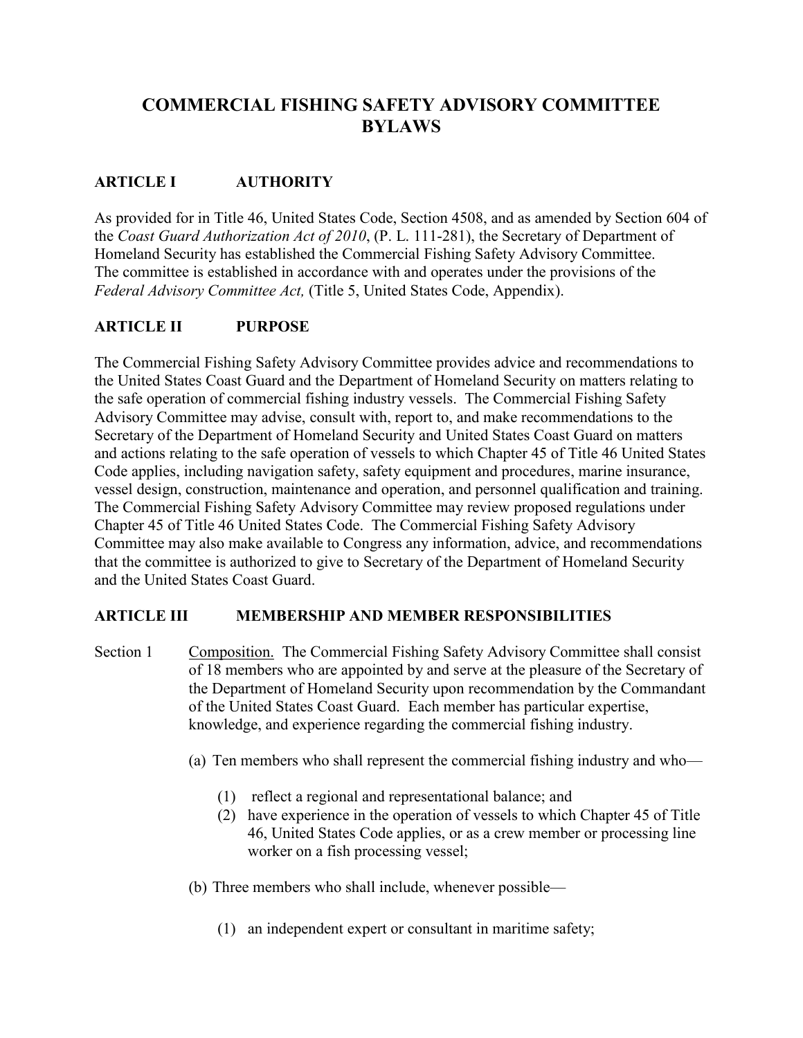# COMMERCIAL FISHING SAFETY ADVISORY COMMITTEE BYLAWS

## ARTICLE I AUTHORITY

As provided for in Title 46, United States Code, Section 4508, and as amended by Section 604 of the *Coast Guard Authorization Act of 2010*, (P. L. 111-281), the Secretary of Department of Homeland Security has established the Commercial Fishing Safety Advisory Committee. The committee is established in accordance with and operates under the provisions of the *Federal Advisory Committee Act,* (Title 5, United States Code, Appendix).

## ARTICLE II PURPOSE

The Commercial Fishing Safety Advisory Committee provides advice and recommendations to the United States Coast Guard and the Department of Homeland Security on matters relating to the safe operation of commercial fishing industry vessels. The Commercial Fishing Safety Advisory Committee may advise, consult with, report to, and make recommendations to the Secretary of the Department of Homeland Security and United States Coast Guard on matters and actions relating to the safe operation of vessels to which Chapter 45 of Title 46 United States Code applies, including navigation safety, safety equipment and procedures, marine insurance, vessel design, construction, maintenance and operation, and personnel qualification and training. The Commercial Fishing Safety Advisory Committee may review proposed regulations under Chapter 45 of Title 46 United States Code. The Commercial Fishing Safety Advisory Committee may also make available to Congress any information, advice, and recommendations that the committee is authorized to give to Secretary of the Department of Homeland Security and the United States Coast Guard.

## ARTICLE III MEMBERSHIP AND MEMBER RESPONSIBILITIES

Section 1 Composition. The Commercial Fishing Safety Advisory Committee shall consist of 18 members who are appointed by and serve at the pleasure of the Secretary of the Department of Homeland Security upon recommendation by the Commandant of the United States Coast Guard. Each member has particular expertise, knowledge, and experience regarding the commercial fishing industry.

(a) Ten members who shall represent the commercial fishing industry and who—

(1) reflect a regional and representational balance; and

(2) have experience in the operation of vessels to which Chapter 45 of Title 46, United States Code applies, or as a crew member or processing line worker on a fish processing vessel;

(b) Three members who shall include, whenever possible—

(1) an independent expert or consultant in maritime safety;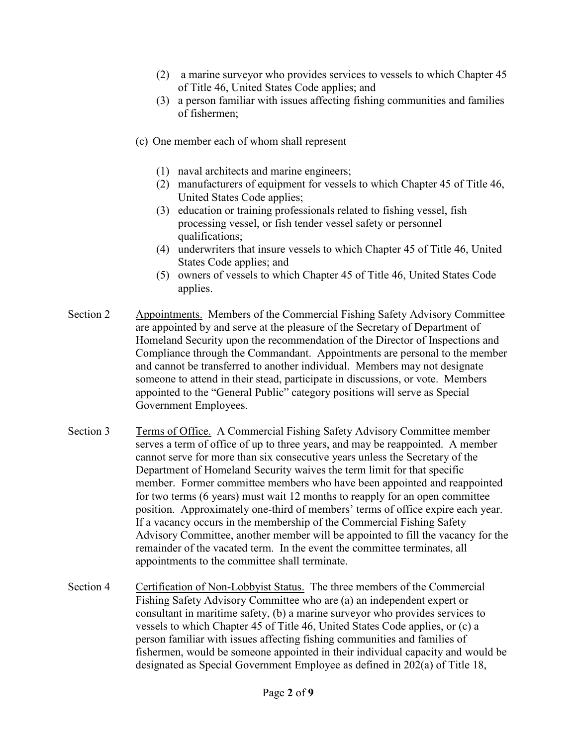(2) a marine surveyor who provides services to vessels to which Chapter 45 of Title 46, United States Code applies; and
(3) a person familiar with issues affecting fishing communities and families of fishermen;

(c) One member each of whom shall represent—

(1) naval architects and marine engineers;
(2) manufacturers of equipment for vessels to which Chapter 45 of Title 46, United States Code applies;
(3) education or training professionals related to fishing vessel, fish processing vessel, or fish tender vessel safety or personnel qualifications;
(4) underwriters that insure vessels to which Chapter 45 of Title 46, United States Code applies; and
(5) owners of vessels to which Chapter 45 of Title 46, United States Code applies.

Section 2 Appointments. Members of the Commercial Fishing Safety Advisory Committee are appointed by and serve at the pleasure of the Secretary of Department of Homeland Security upon the recommendation of the Director of Inspections and Compliance through the Commandant. Appointments are personal to the member and cannot be transferred to another individual. Members may not designate someone to attend in their stead, participate in discussions, or vote. Members appointed to the "General Public" category positions will serve as Special Government Employees.

Section 3 Terms of Office. A Commercial Fishing Safety Advisory Committee member serves a term of office of up to three years, and may be reappointed. A member cannot serve for more than six consecutive years unless the Secretary of the Department of Homeland Security waives the term limit for that specific member. Former committee members who have been appointed and reappointed for two terms (6 years) must wait 12 months to reapply for an open committee position. Approximately one-third of members' terms of office expire each year. If a vacancy occurs in the membership of the Commercial Fishing Safety Advisory Committee, another member will be appointed to fill the vacancy for the remainder of the vacated term. In the event the committee terminates, all appointments to the committee shall terminate.

Section 4 Certification of Non-Lobbyist Status. The three members of the Commercial Fishing Safety Advisory Committee who are (a) an independent expert or consultant in maritime safety, (b) a marine surveyor who provides services to vessels to which Chapter 45 of Title 46, United States Code applies, or (c) a person familiar with issues affecting fishing communities and families of fishermen, would be someone appointed in their individual capacity and would be designated as Special Government Employee as defined in 202(a) of Title 18,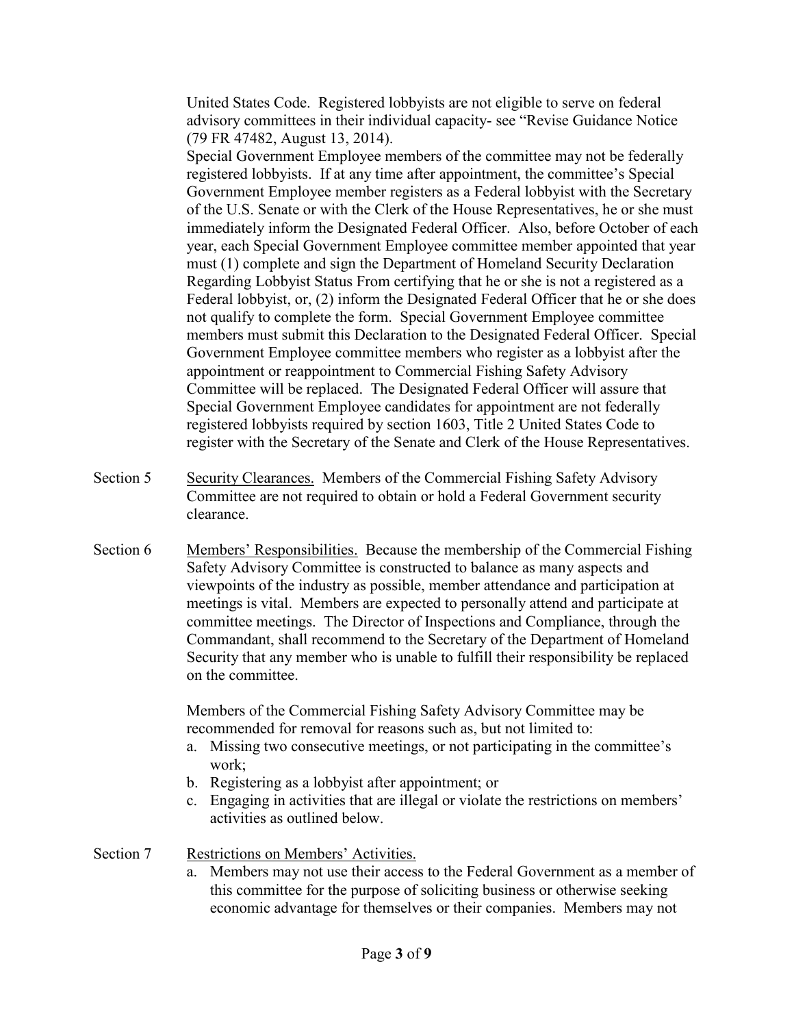United States Code. Registered lobbyists are not eligible to serve on federal advisory committees in their individual capacity- see "Revise Guidance Notice (79 FR 47482, August 13, 2014).

Special Government Employee members of the committee may not be federally registered lobbyists. If at any time after appointment, the committee's Special Government Employee member registers as a Federal lobbyist with the Secretary of the U.S. Senate or with the Clerk of the House Representatives, he or she must immediately inform the Designated Federal Officer. Also, before October of each year, each Special Government Employee committee member appointed that year must (1) complete and sign the Department of Homeland Security Declaration Regarding Lobbyist Status From certifying that he or she is not a registered as a Federal lobbyist, or, (2) inform the Designated Federal Officer that he or she does not qualify to complete the form. Special Government Employee committee members must submit this Declaration to the Designated Federal Officer. Special Government Employee committee members who register as a lobbyist after the appointment or reappointment to Commercial Fishing Safety Advisory Committee will be replaced. The Designated Federal Officer will assure that Special Government Employee candidates for appointment are not federally registered lobbyists required by section 1603, Title 2 United States Code to register with the Secretary of the Senate and Clerk of the House Representatives.

Section 5 Security Clearances. Members of the Commercial Fishing Safety Advisory Committee are not required to obtain or hold a Federal Government security clearance.

Section 6 Members' Responsibilities. Because the membership of the Commercial Fishing Safety Advisory Committee is constructed to balance as many aspects and viewpoints of the industry as possible, member attendance and participation at meetings is vital. Members are expected to personally attend and participate at committee meetings. The Director of Inspections and Compliance, through the Commandant, shall recommend to the Secretary of the Department of Homeland Security that any member who is unable to fulfill their responsibility be replaced on the committee.

Members of the Commercial Fishing Safety Advisory Committee may be recommended for removal for reasons such as, but not limited to:

a. Missing two consecutive meetings, or not participating in the committee's work;
b. Registering as a lobbyist after appointment; or
c. Engaging in activities that are illegal or violate the restrictions on members' activities as outlined below.

Section 7 Restrictions on Members' Activities.

a. Members may not use their access to the Federal Government as a member of this committee for the purpose of soliciting business or otherwise seeking economic advantage for themselves or their companies. Members may not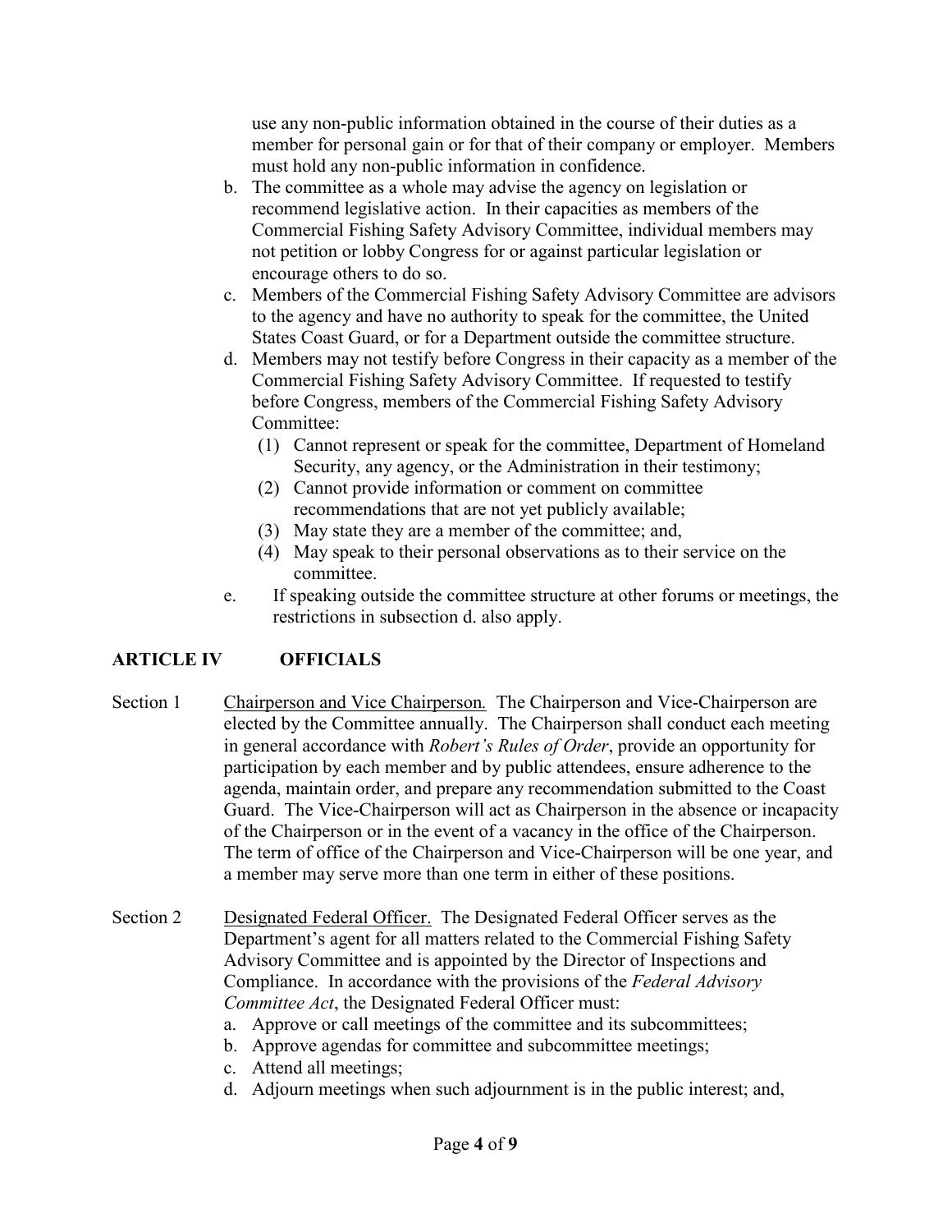use any non-public information obtained in the course of their duties as a member for personal gain or for that of their company or employer. Members must hold any non-public information in confidence.

b. The committee as a whole may advise the agency on legislation or recommend legislative action. In their capacities as members of the Commercial Fishing Safety Advisory Committee, individual members may not petition or lobby Congress for or against particular legislation or encourage others to do so.

c. Members of the Commercial Fishing Safety Advisory Committee are advisors to the agency and have no authority to speak for the committee, the United States Coast Guard, or for a Department outside the committee structure.

d. Members may not testify before Congress in their capacity as a member of the Commercial Fishing Safety Advisory Committee. If requested to testify before Congress, members of the Commercial Fishing Safety Advisory Committee:
   (1) Cannot represent or speak for the committee, Department of Homeland Security, any agency, or the Administration in their testimony;
   (2) Cannot provide information or comment on committee recommendations that are not yet publicly available;
   (3) May state they are a member of the committee; and,
   (4) May speak to their personal observations as to their service on the committee.

e. If speaking outside the committee structure at other forums or meetings, the restrictions in subsection d. also apply.

## ARTICLE IV OFFICIALS

Section 1 Chairperson and Vice Chairperson. The Chairperson and Vice-Chairperson are elected by the Committee annually. The Chairperson shall conduct each meeting in general accordance with *Robert's Rules of Order*, provide an opportunity for participation by each member and by public attendees, ensure adherence to the agenda, maintain order, and prepare any recommendation submitted to the Coast Guard. The Vice-Chairperson will act as Chairperson in the absence or incapacity of the Chairperson or in the event of a vacancy in the office of the Chairperson. The term of office of the Chairperson and Vice-Chairperson will be one year, and a member may serve more than one term in either of these positions.

Section 2 Designated Federal Officer. The Designated Federal Officer serves as the Department's agent for all matters related to the Commercial Fishing Safety Advisory Committee and is appointed by the Director of Inspections and Compliance. In accordance with the provisions of the *Federal Advisory Committee Act*, the Designated Federal Officer must:

a. Approve or call meetings of the committee and its subcommittees;
b. Approve agendas for committee and subcommittee meetings;
c. Attend all meetings;
d. Adjourn meetings when such adjournment is in the public interest; and,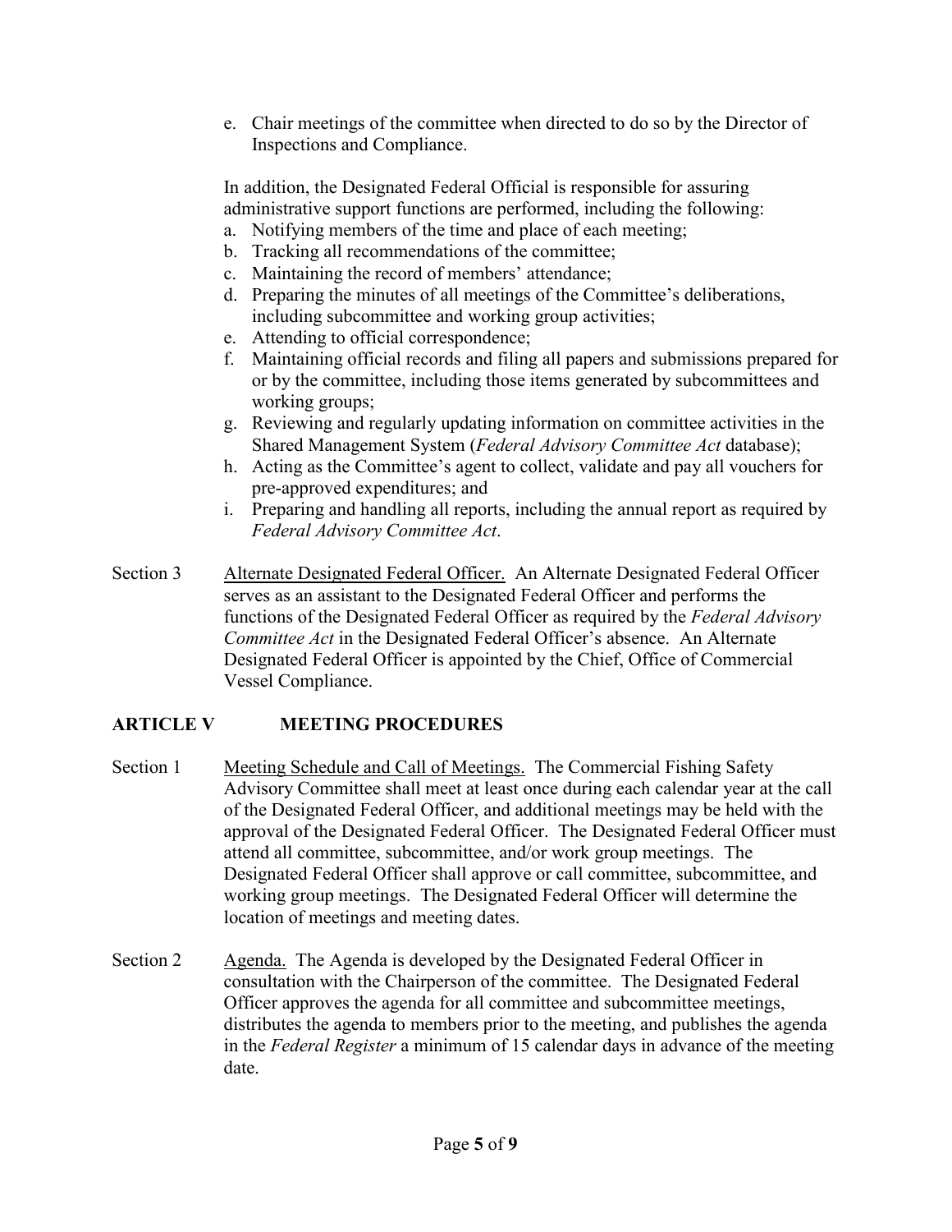e. Chair meetings of the committee when directed to do so by the Director of Inspections and Compliance.

In addition, the Designated Federal Official is responsible for assuring administrative support functions are performed, including the following:

a. Notifying members of the time and place of each meeting;
b. Tracking all recommendations of the committee;
c. Maintaining the record of members' attendance;
d. Preparing the minutes of all meetings of the Committee's deliberations, including subcommittee and working group activities;
e. Attending to official correspondence;
f. Maintaining official records and filing all papers and submissions prepared for or by the committee, including those items generated by subcommittees and working groups;
g. Reviewing and regularly updating information on committee activities in the Shared Management System (*Federal Advisory Committee Act* database);
h. Acting as the Committee's agent to collect, validate and pay all vouchers for pre-approved expenditures; and
i. Preparing and handling all reports, including the annual report as required by *Federal Advisory Committee Act*.

Section 3 Alternate Designated Federal Officer. An Alternate Designated Federal Officer serves as an assistant to the Designated Federal Officer and performs the functions of the Designated Federal Officer as required by the *Federal Advisory Committee Act* in the Designated Federal Officer's absence. An Alternate Designated Federal Officer is appointed by the Chief, Office of Commercial Vessel Compliance.

## ARTICLE V MEETING PROCEDURES

Section 1 Meeting Schedule and Call of Meetings. The Commercial Fishing Safety Advisory Committee shall meet at least once during each calendar year at the call of the Designated Federal Officer, and additional meetings may be held with the approval of the Designated Federal Officer. The Designated Federal Officer must attend all committee, subcommittee, and/or work group meetings. The Designated Federal Officer shall approve or call committee, subcommittee, and working group meetings. The Designated Federal Officer will determine the location of meetings and meeting dates.

Section 2 Agenda. The Agenda is developed by the Designated Federal Officer in consultation with the Chairperson of the committee. The Designated Federal Officer approves the agenda for all committee and subcommittee meetings, distributes the agenda to members prior to the meeting, and publishes the agenda in the *Federal Register* a minimum of 15 calendar days in advance of the meeting date.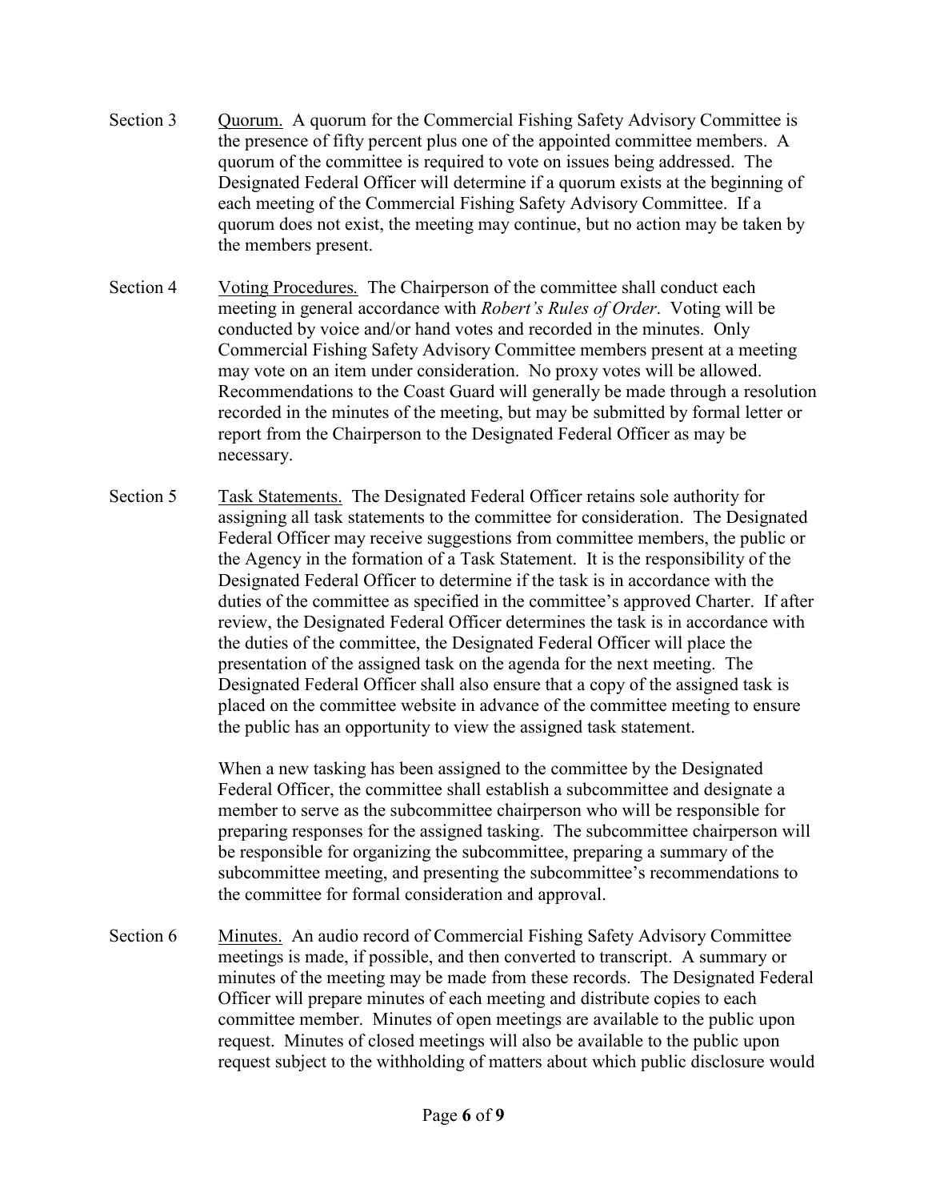Section 3 Quorum. A quorum for the Commercial Fishing Safety Advisory Committee is the presence of fifty percent plus one of the appointed committee members. A quorum of the committee is required to vote on issues being addressed. The Designated Federal Officer will determine if a quorum exists at the beginning of each meeting of the Commercial Fishing Safety Advisory Committee. If a quorum does not exist, the meeting may continue, but no action may be taken by the members present.

Section 4 Voting Procedures. The Chairperson of the committee shall conduct each meeting in general accordance with *Robert's Rules of Order*. Voting will be conducted by voice and/or hand votes and recorded in the minutes. Only Commercial Fishing Safety Advisory Committee members present at a meeting may vote on an item under consideration. No proxy votes will be allowed. Recommendations to the Coast Guard will generally be made through a resolution recorded in the minutes of the meeting, but may be submitted by formal letter or report from the Chairperson to the Designated Federal Officer as may be necessary.

Section 5 Task Statements. The Designated Federal Officer retains sole authority for assigning all task statements to the committee for consideration. The Designated Federal Officer may receive suggestions from committee members, the public or the Agency in the formation of a Task Statement. It is the responsibility of the Designated Federal Officer to determine if the task is in accordance with the duties of the committee as specified in the committee's approved Charter. If after review, the Designated Federal Officer determines the task is in accordance with the duties of the committee, the Designated Federal Officer will place the presentation of the assigned task on the agenda for the next meeting. The Designated Federal Officer shall also ensure that a copy of the assigned task is placed on the committee website in advance of the committee meeting to ensure the public has an opportunity to view the assigned task statement.

When a new tasking has been assigned to the committee by the Designated Federal Officer, the committee shall establish a subcommittee and designate a member to serve as the subcommittee chairperson who will be responsible for preparing responses for the assigned tasking. The subcommittee chairperson will be responsible for organizing the subcommittee, preparing a summary of the subcommittee meeting, and presenting the subcommittee's recommendations to the committee for formal consideration and approval.

Section 6 Minutes. An audio record of Commercial Fishing Safety Advisory Committee meetings is made, if possible, and then converted to transcript. A summary or minutes of the meeting may be made from these records. The Designated Federal Officer will prepare minutes of each meeting and distribute copies to each committee member. Minutes of open meetings are available to the public upon request. Minutes of closed meetings will also be available to the public upon request subject to the withholding of matters about which public disclosure would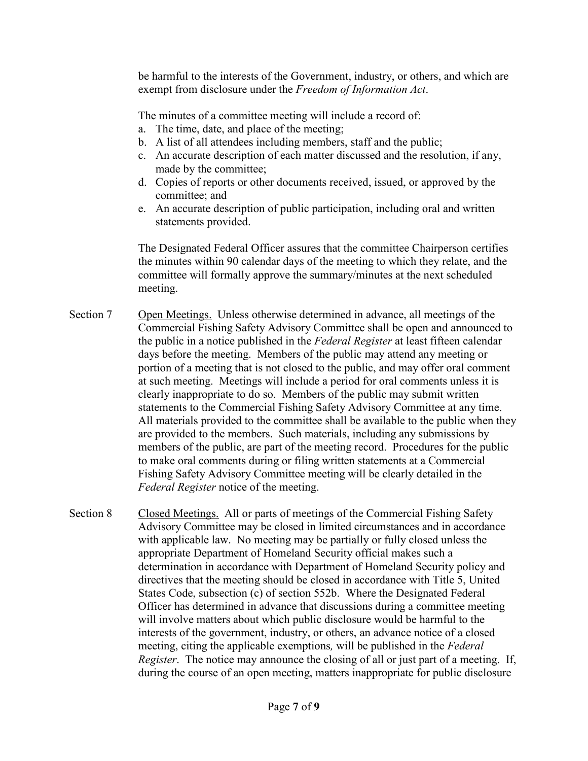be harmful to the interests of the Government, industry, or others, and which are exempt from disclosure under the *Freedom of Information Act*.

The minutes of a committee meeting will include a record of:

a. The time, date, and place of the meeting;
b. A list of all attendees including members, staff and the public;
c. An accurate description of each matter discussed and the resolution, if any, made by the committee;
d. Copies of reports or other documents received, issued, or approved by the committee; and
e. An accurate description of public participation, including oral and written statements provided.

The Designated Federal Officer assures that the committee Chairperson certifies the minutes within 90 calendar days of the meeting to which they relate, and the committee will formally approve the summary/minutes at the next scheduled meeting.

Section 7 Open Meetings. Unless otherwise determined in advance, all meetings of the Commercial Fishing Safety Advisory Committee shall be open and announced to the public in a notice published in the *Federal Register* at least fifteen calendar days before the meeting. Members of the public may attend any meeting or portion of a meeting that is not closed to the public, and may offer oral comment at such meeting. Meetings will include a period for oral comments unless it is clearly inappropriate to do so. Members of the public may submit written statements to the Commercial Fishing Safety Advisory Committee at any time. All materials provided to the committee shall be available to the public when they are provided to the members. Such materials, including any submissions by members of the public, are part of the meeting record. Procedures for the public to make oral comments during or filing written statements at a Commercial Fishing Safety Advisory Committee meeting will be clearly detailed in the *Federal Register* notice of the meeting.

Section 8 Closed Meetings. All or parts of meetings of the Commercial Fishing Safety Advisory Committee may be closed in limited circumstances and in accordance with applicable law. No meeting may be partially or fully closed unless the appropriate Department of Homeland Security official makes such a determination in accordance with Department of Homeland Security policy and directives that the meeting should be closed in accordance with Title 5, United States Code, subsection (c) of section 552b. Where the Designated Federal Officer has determined in advance that discussions during a committee meeting will involve matters about which public disclosure would be harmful to the interests of the government, industry, or others, an advance notice of a closed meeting, citing the applicable exemptions, will be published in the *Federal Register*. The notice may announce the closing of all or just part of a meeting. If, during the course of an open meeting, matters inappropriate for public disclosure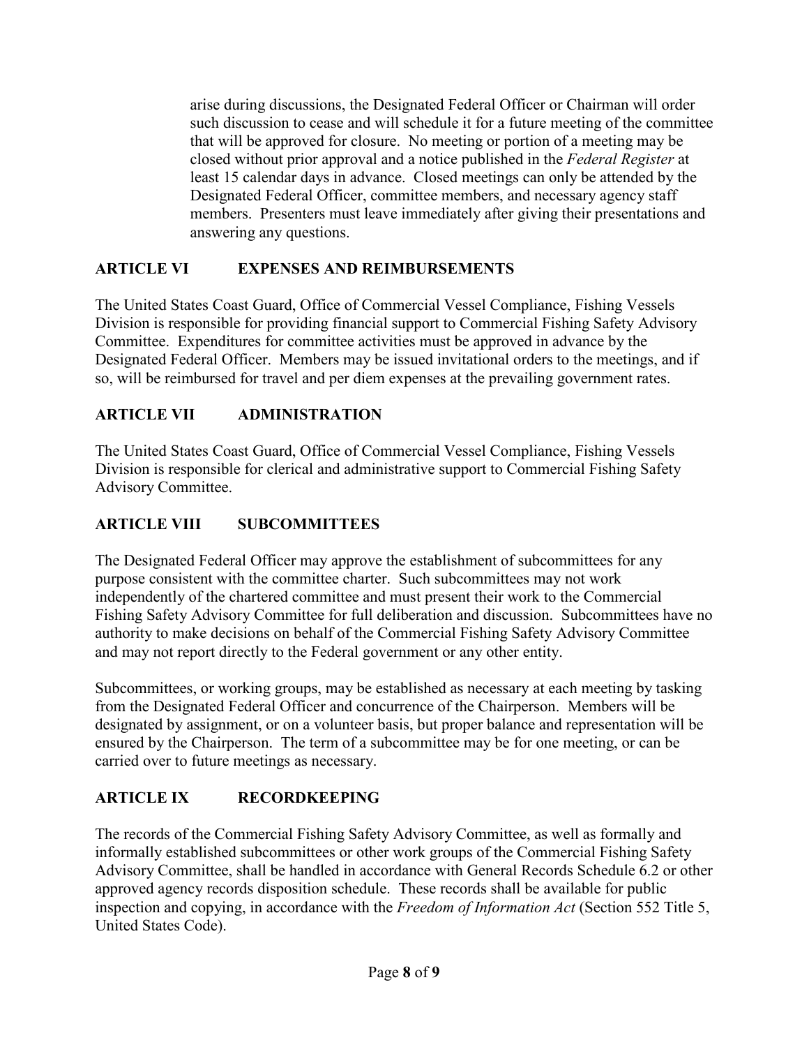arise during discussions, the Designated Federal Officer or Chairman will order such discussion to cease and will schedule it for a future meeting of the committee that will be approved for closure. No meeting or portion of a meeting may be closed without prior approval and a notice published in the *Federal Register* at least 15 calendar days in advance. Closed meetings can only be attended by the Designated Federal Officer, committee members, and necessary agency staff members. Presenters must leave immediately after giving their presentations and answering any questions.

## ARTICLE VI EXPENSES AND REIMBURSEMENTS

The United States Coast Guard, Office of Commercial Vessel Compliance, Fishing Vessels Division is responsible for providing financial support to Commercial Fishing Safety Advisory Committee. Expenditures for committee activities must be approved in advance by the Designated Federal Officer. Members may be issued invitational orders to the meetings, and if so, will be reimbursed for travel and per diem expenses at the prevailing government rates.

## ARTICLE VII ADMINISTRATION

The United States Coast Guard, Office of Commercial Vessel Compliance, Fishing Vessels Division is responsible for clerical and administrative support to Commercial Fishing Safety Advisory Committee.

## ARTICLE VIII SUBCOMMITTEES

The Designated Federal Officer may approve the establishment of subcommittees for any purpose consistent with the committee charter. Such subcommittees may not work independently of the chartered committee and must present their work to the Commercial Fishing Safety Advisory Committee for full deliberation and discussion. Subcommittees have no authority to make decisions on behalf of the Commercial Fishing Safety Advisory Committee and may not report directly to the Federal government or any other entity.

Subcommittees, or working groups, may be established as necessary at each meeting by tasking from the Designated Federal Officer and concurrence of the Chairperson. Members will be designated by assignment, or on a volunteer basis, but proper balance and representation will be ensured by the Chairperson. The term of a subcommittee may be for one meeting, or can be carried over to future meetings as necessary.

## ARTICLE IX RECORDKEEPING

The records of the Commercial Fishing Safety Advisory Committee, as well as formally and informally established subcommittees or other work groups of the Commercial Fishing Safety Advisory Committee, shall be handled in accordance with General Records Schedule 6.2 or other approved agency records disposition schedule. These records shall be available for public inspection and copying, in accordance with the *Freedom of Information Act* (Section 552 Title 5, United States Code).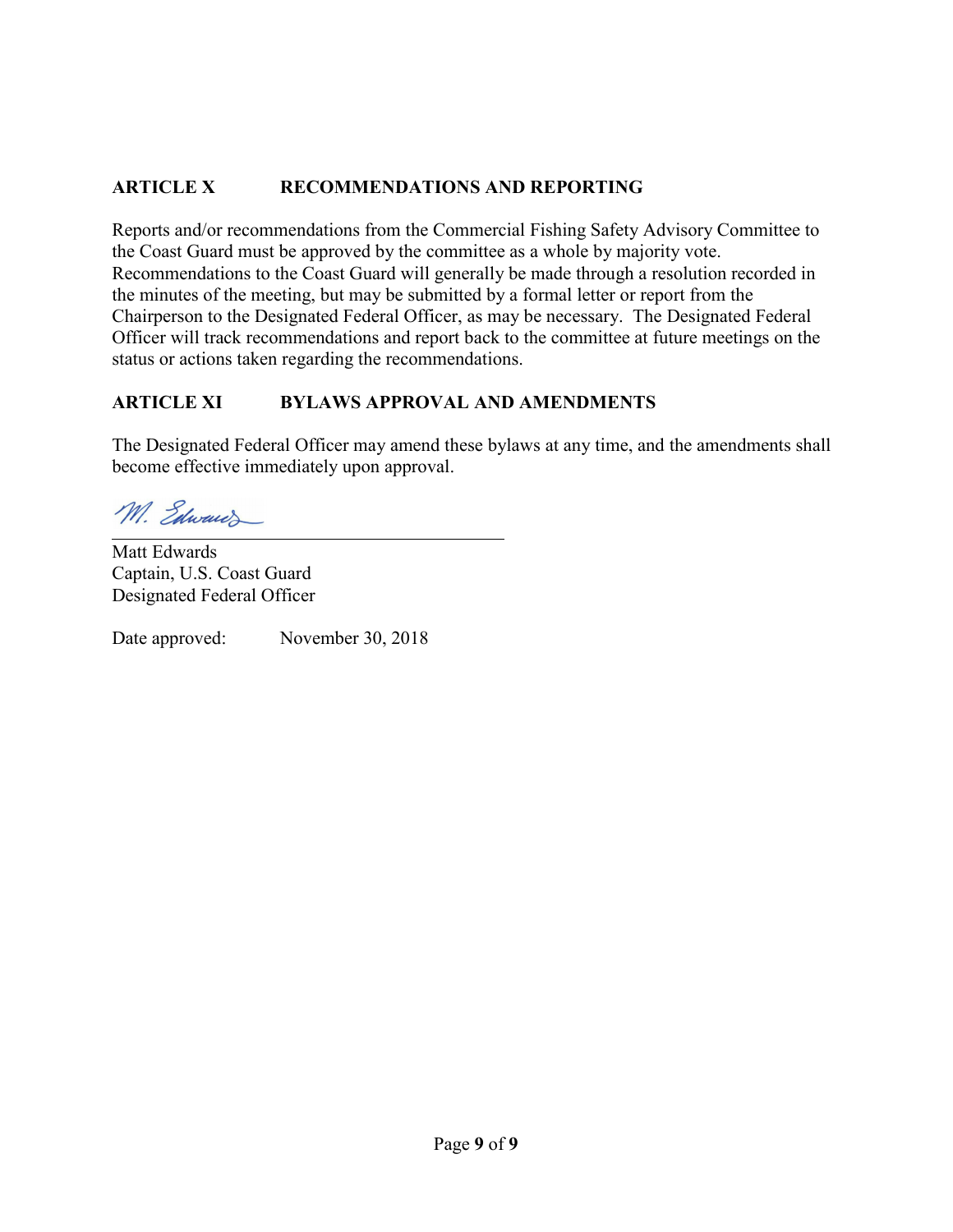## ARTICLE X RECOMMENDATIONS AND REPORTING

Reports and/or recommendations from the Commercial Fishing Safety Advisory Committee to the Coast Guard must be approved by the committee as a whole by majority vote. Recommendations to the Coast Guard will generally be made through a resolution recorded in the minutes of the meeting, but may be submitted by a formal letter or report from the Chairperson to the Designated Federal Officer, as may be necessary. The Designated Federal Officer will track recommendations and report back to the committee at future meetings on the status or actions taken regarding the recommendations.

## ARTICLE XI BYLAWS APPROVAL AND AMENDMENTS

The Designated Federal Officer may amend these bylaws at any time, and the amendments shall become effective immediately upon approval.

M. Edwards

Matt Edwards
Captain, U.S. Coast Guard
Designated Federal Officer

Date approved: November 30, 2018